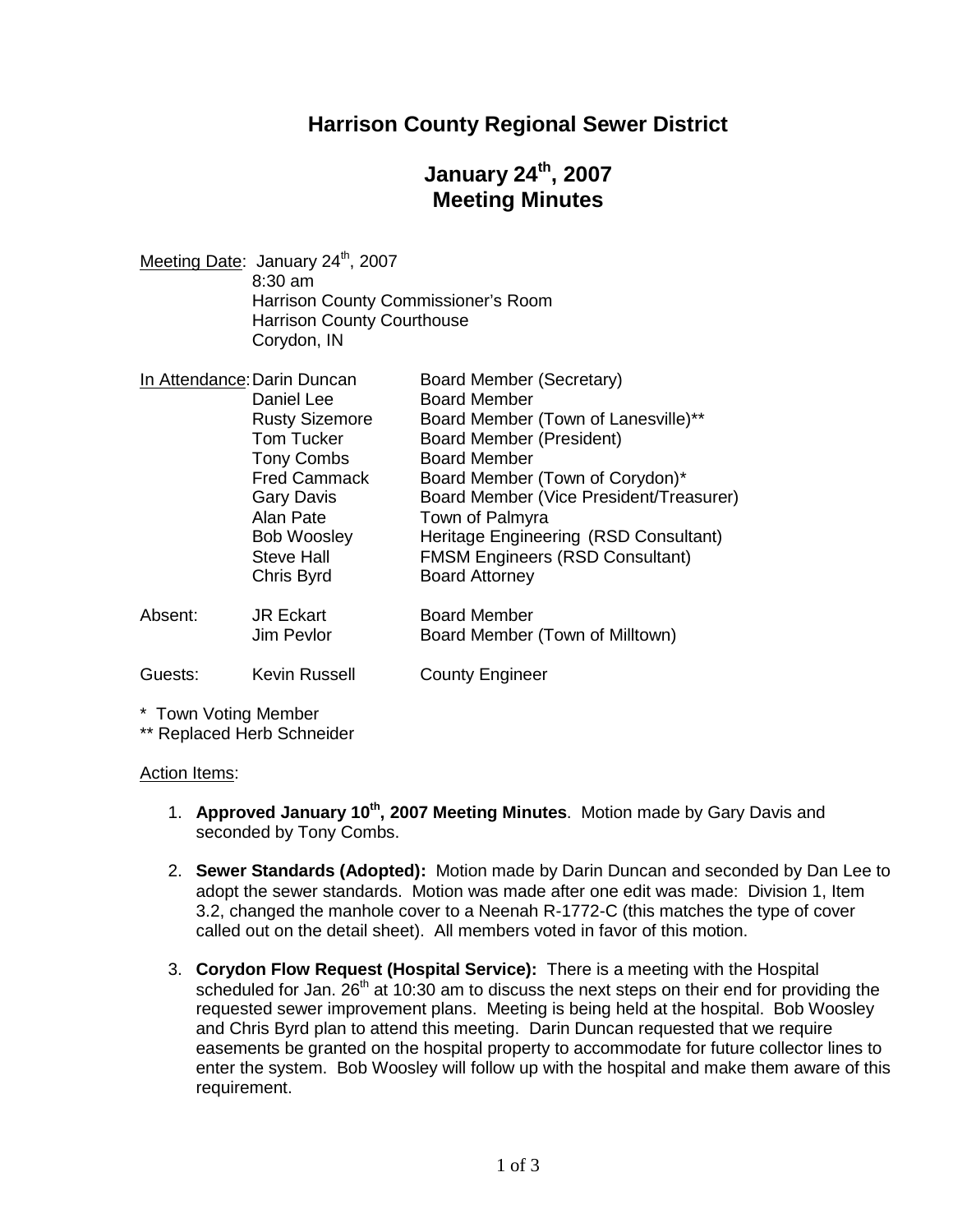# Harrison County Regional Sewer District

## January 24th, 2007 Meeting Minutes

Meeting Date: January 24th, 2007
8:30 am
Harrison County Commissioner's Room
Harrison County Courthouse
Corydon, IN

In Attendance:

| Name | Role |
|---|---|
| Darin Duncan | Board Member (Secretary) |
| Daniel Lee | Board Member |
| Rusty Sizemore | Board Member (Town of Lanesville)** |
| Tom Tucker | Board Member (President) |
| Tony Combs | Board Member |
| Fred Cammack | Board Member (Town of Corydon)* |
| Gary Davis | Board Member (Vice President/Treasurer) |
| Alan Pate | Town of Palmyra |
| Bob Woosley | Heritage Engineering (RSD Consultant) |
| Steve Hall | FMSM Engineers (RSD Consultant) |
| Chris Byrd | Board Attorney |

Absent:

| Name | Role |
|---|---|
| JR Eckart | Board Member |
| Jim Pevlor | Board Member (Town of Milltown) |

Guests:

| Name | Role |
|---|---|
| Kevin Russell | County Engineer |

\* Town Voting Member
\*\* Replaced Herb Schneider

Action Items:

1. **Approved January 10th, 2007 Meeting Minutes**. Motion made by Gary Davis and seconded by Tony Combs.

2. **Sewer Standards (Adopted):** Motion made by Darin Duncan and seconded by Dan Lee to adopt the sewer standards. Motion was made after one edit was made: Division 1, Item 3.2, changed the manhole cover to a Neenah R-1772-C (this matches the type of cover called out on the detail sheet). All members voted in favor of this motion.

3. **Corydon Flow Request (Hospital Service):** There is a meeting with the Hospital scheduled for Jan. 26th at 10:30 am to discuss the next steps on their end for providing the requested sewer improvement plans. Meeting is being held at the hospital. Bob Woosley and Chris Byrd plan to attend this meeting. Darin Duncan requested that we require easements be granted on the hospital property to accommodate for future collector lines to enter the system. Bob Woosley will follow up with the hospital and make them aware of this requirement.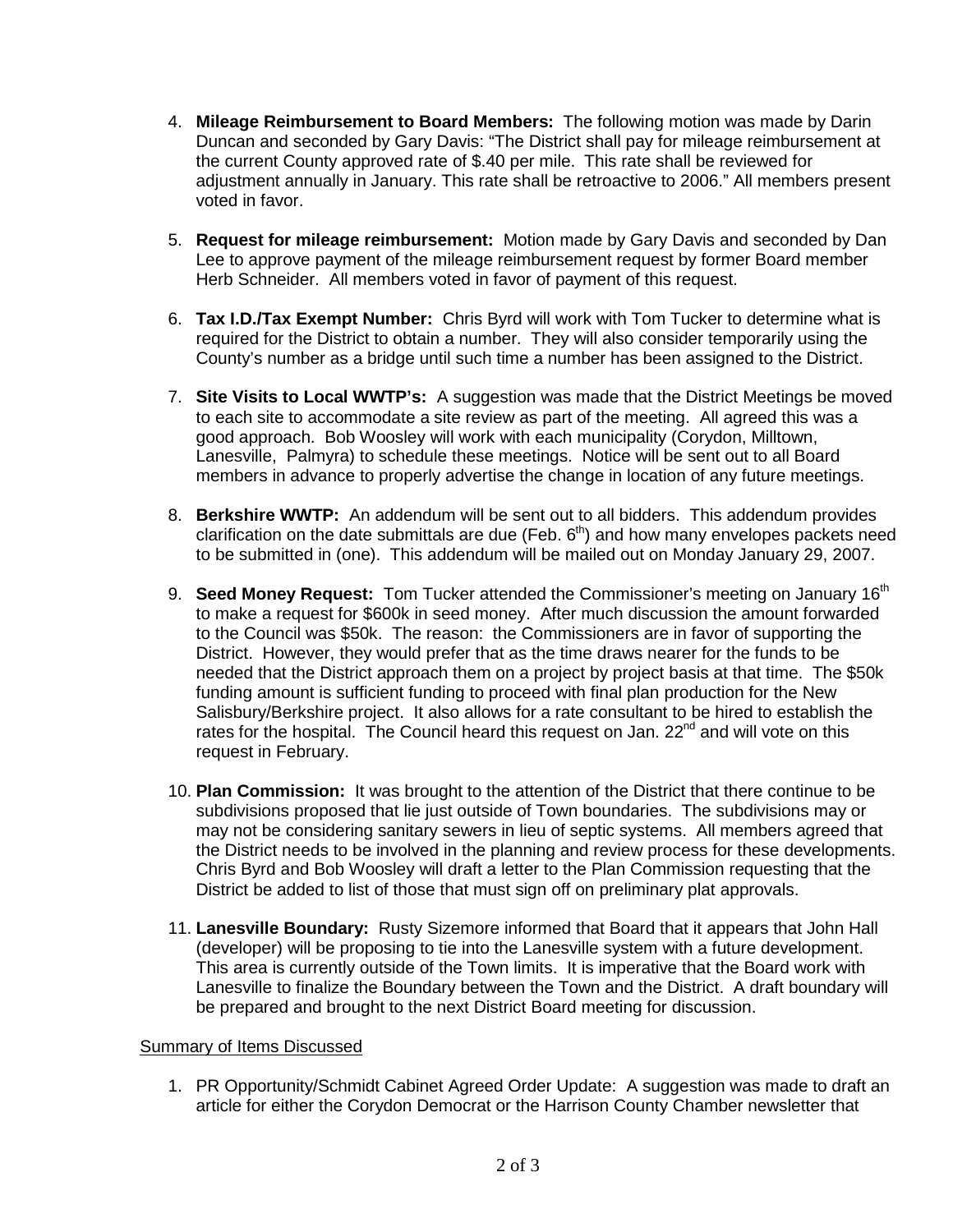4. **Mileage Reimbursement to Board Members:** The following motion was made by Darin Duncan and seconded by Gary Davis: "The District shall pay for mileage reimbursement at the current County approved rate of $.40 per mile. This rate shall be reviewed for adjustment annually in January. This rate shall be retroactive to 2006." All members present voted in favor.

5. **Request for mileage reimbursement:** Motion made by Gary Davis and seconded by Dan Lee to approve payment of the mileage reimbursement request by former Board member Herb Schneider. All members voted in favor of payment of this request.

6. **Tax I.D./Tax Exempt Number:** Chris Byrd will work with Tom Tucker to determine what is required for the District to obtain a number. They will also consider temporarily using the County's number as a bridge until such time a number has been assigned to the District.

7. **Site Visits to Local WWTP's:** A suggestion was made that the District Meetings be moved to each site to accommodate a site review as part of the meeting. All agreed this was a good approach. Bob Woosley will work with each municipality (Corydon, Milltown, Lanesville, Palmyra) to schedule these meetings. Notice will be sent out to all Board members in advance to properly advertise the change in location of any future meetings.

8. **Berkshire WWTP:** An addendum will be sent out to all bidders. This addendum provides clarification on the date submittals are due (Feb. 6th) and how many envelopes packets need to be submitted in (one). This addendum will be mailed out on Monday January 29, 2007.

9. **Seed Money Request:** Tom Tucker attended the Commissioner's meeting on January 16th to make a request for $600k in seed money. After much discussion the amount forwarded to the Council was $50k. The reason: the Commissioners are in favor of supporting the District. However, they would prefer that as the time draws nearer for the funds to be needed that the District approach them on a project by project basis at that time. The $50k funding amount is sufficient funding to proceed with final plan production for the New Salisbury/Berkshire project. It also allows for a rate consultant to be hired to establish the rates for the hospital. The Council heard this request on Jan. 22nd and will vote on this request in February.

10. **Plan Commission:** It was brought to the attention of the District that there continue to be subdivisions proposed that lie just outside of Town boundaries. The subdivisions may or may not be considering sanitary sewers in lieu of septic systems. All members agreed that the District needs to be involved in the planning and review process for these developments. Chris Byrd and Bob Woosley will draft a letter to the Plan Commission requesting that the District be added to list of those that must sign off on preliminary plat approvals.

11. **Lanesville Boundary:** Rusty Sizemore informed that Board that it appears that John Hall (developer) will be proposing to tie into the Lanesville system with a future development. This area is currently outside of the Town limits. It is imperative that the Board work with Lanesville to finalize the Boundary between the Town and the District. A draft boundary will be prepared and brought to the next District Board meeting for discussion.

<u>Summary of Items Discussed</u>

1. PR Opportunity/Schmidt Cabinet Agreed Order Update: A suggestion was made to draft an article for either the Corydon Democrat or the Harrison County Chamber newsletter that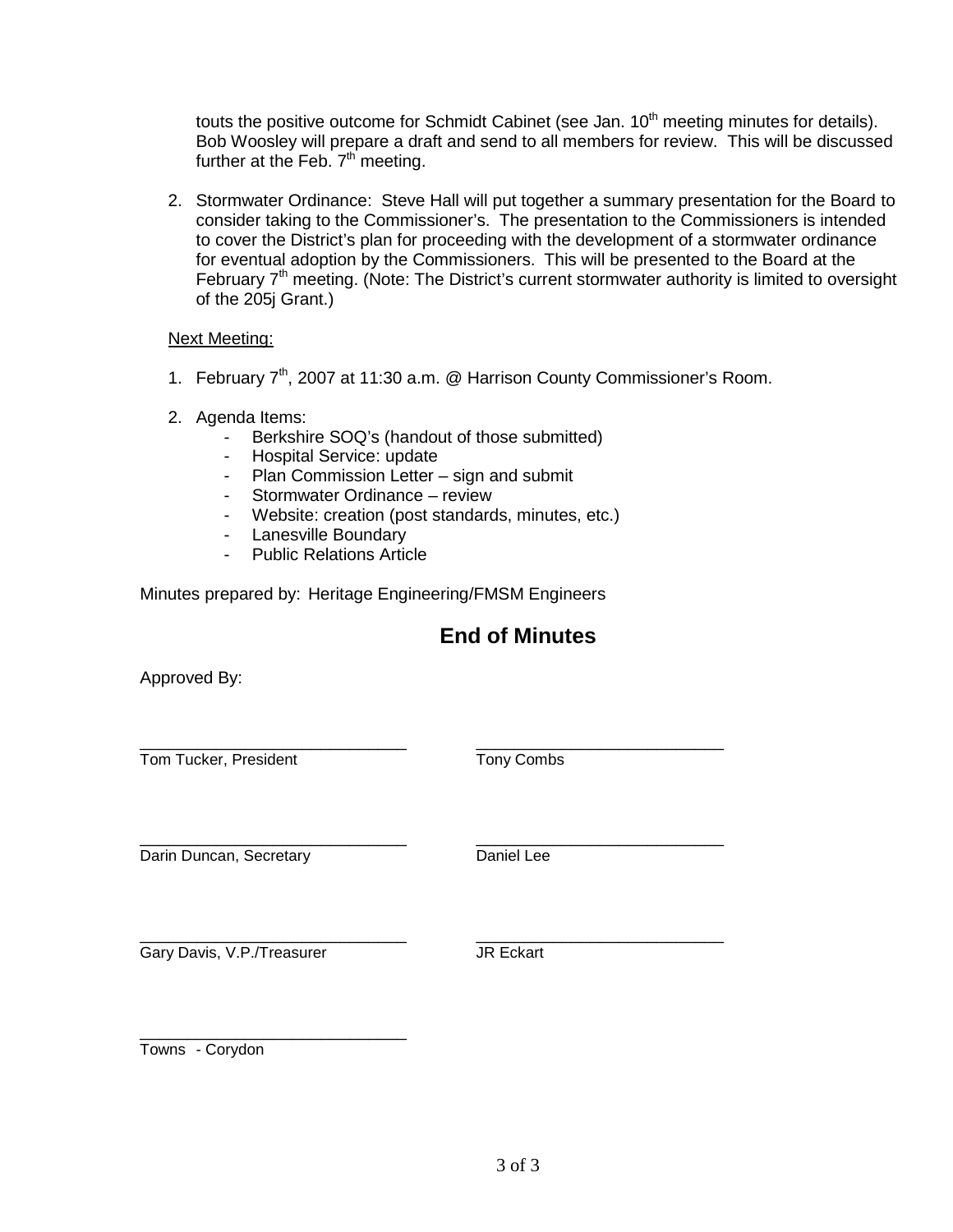touts the positive outcome for Schmidt Cabinet (see Jan. 10th meeting minutes for details). Bob Woosley will prepare a draft and send to all members for review. This will be discussed further at the Feb. 7th meeting.

2. Stormwater Ordinance: Steve Hall will put together a summary presentation for the Board to consider taking to the Commissioner's. The presentation to the Commissioners is intended to cover the District's plan for proceeding with the development of a stormwater ordinance for eventual adoption by the Commissioners. This will be presented to the Board at the February 7th meeting. (Note: The District's current stormwater authority is limited to oversight of the 205j Grant.)

<u>Next Meeting:</u>

1. February 7th, 2007 at 11:30 a.m. @ Harrison County Commissioner's Room.

2. Agenda Items:
   - Berkshire SOQ's (handout of those submitted)
   - Hospital Service: update
   - Plan Commission Letter – sign and submit
   - Stormwater Ordinance – review
   - Website: creation (post standards, minutes, etc.)
   - Lanesville Boundary
   - Public Relations Article

Minutes prepared by: Heritage Engineering/FMSM Engineers

## End of Minutes

Approved By:

| | |
|---|---|
| ______________________________ | ______________________________ |
| Tom Tucker, President | Tony Combs |
| ______________________________ | ______________________________ |
| Darin Duncan, Secretary | Daniel Lee |
| ______________________________ | ______________________________ |
| Gary Davis, V.P./Treasurer | JR Eckart |
| ______________________________ | |
| Towns - Corydon | |